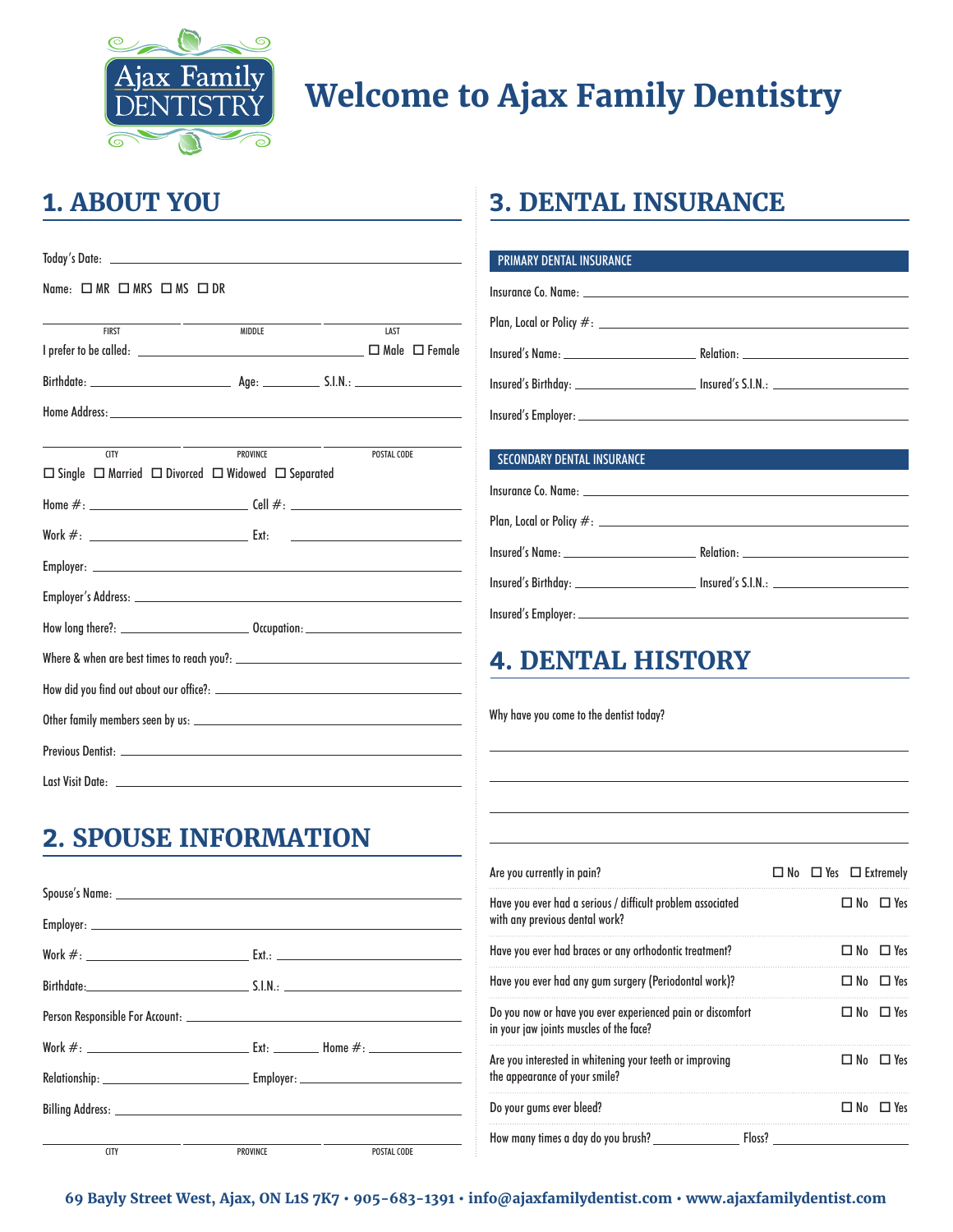# Welcome to Ajax Family Dentistry

## 1. ABOUT YOU

Today's Date: ______________________

Name: ☐ MR ☐ MRS ☐ MS ☐ DR

______________ ______________ ______________
FIRST MIDDLE LAST

I prefer to be called: ______________ ☐ Male ☐ Female

Birthdate: ______________ Age: ________ S.I.N.: ______________

Home Address: ______________________

______________ ______________ ______________
CITY PROVINCE POSTAL CODE

☐ Single ☐ Married ☐ Divorced ☐ Widowed ☐ Separated

Home #: ______________ Cell #: ______________

Work #: ______________ Ext: ______________

Employer: ______________________

Employer's Address: ______________________

How long there?: ______________ Occupation: ______________

Where & when are best times to reach you?: ______________

How did you find out about our office?: ______________

Other family members seen by us: ______________

Previous Dentist: ______________________

Last Visit Date: ______________________

## 2. SPOUSE INFORMATION

Spouse's Name: ______________________

Employer: ______________________

Work #: ______________ Ext.: ______________

Birthdate: ______________ S.I.N.: ______________

Person Responsible For Account: ______________

Work #: ______________ Ext: ________ Home #: ______________

Relationship: ______________ Employer: ______________

Billing Address: ______________________

______________ ______________ ______________
CITY PROVINCE POSTAL CODE

## 3. DENTAL INSURANCE

### PRIMARY DENTAL INSURANCE

Insurance Co. Name: ______________________

Plan, Local or Policy #: ______________________

Insured's Name: ______________ Relation: ______________

Insured's Birthday: ______________ Insured's S.I.N.: ______________

Insured's Employer: ______________________

### SECONDARY DENTAL INSURANCE

Insurance Co. Name: ______________________

Plan, Local or Policy #: ______________________

Insured's Name: ______________ Relation: ______________

Insured's Birthday: ______________ Insured's S.I.N.: ______________

Insured's Employer: ______________________

## 4. DENTAL HISTORY

Why have you come to the dentist today?

______________________

______________________

______________________

______________________

| Question | Answer |
|---|---|
| Are you currently in pain? | ☐ No ☐ Yes ☐ Extremely |
| Have you ever had a serious / difficult problem associated with any previous dental work? | ☐ No ☐ Yes |
| Have you ever had braces or any orthodontic treatment? | ☐ No ☐ Yes |
| Have you ever had any gum surgery (Periodontal work)? | ☐ No ☐ Yes |
| Do you now or have you ever experienced pain or discomfort in your jaw joints muscles of the face? | ☐ No ☐ Yes |
| Are you interested in whitening your teeth or improving the appearance of your smile? | ☐ No ☐ Yes |
| Do your gums ever bleed? | ☐ No ☐ Yes |

How many times a day do you brush? ______________ Floss? ______________

**69 Bayly Street West, Ajax, ON L1S 7K7 • 905-683-1391 • info@ajaxfamilydentist.com • www.ajaxfamilydentist.com**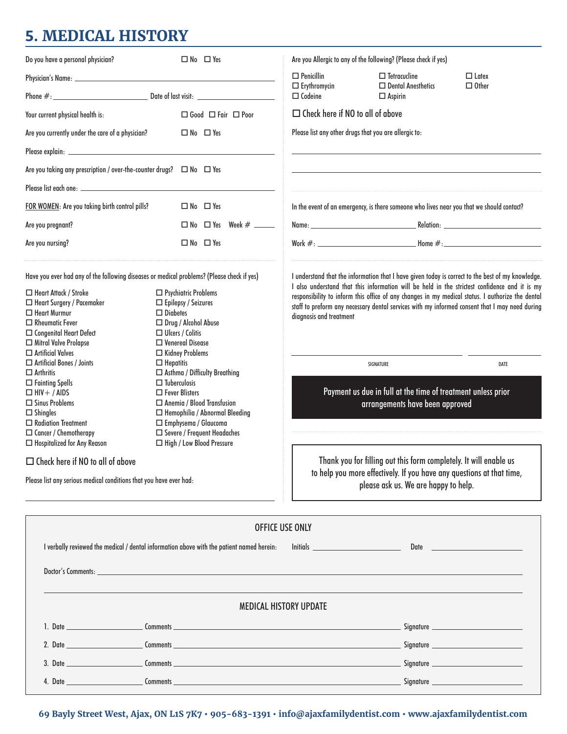# 5. MEDICAL HISTORY

Do you have a personal physician? ☐ No ☐ Yes

Physician's Name: ______________________

Phone #: ______________ Date of last visit: ______________

Your current physical health is: ☐ Good ☐ Fair ☐ Poor

Are you currently under the care of a physician? ☐ No ☐ Yes

Please explain: ______________________

Are you taking any prescription / over-the-counter drugs? ☐ No ☐ Yes

Please list each one: ______________________

FOR WOMEN: Are you taking birth control pills? ☐ No ☐ Yes

Are you pregnant? ☐ No ☐ Yes Week # ______

Are you nursing? ☐ No ☐ Yes

Have you ever had any of the following diseases or medical problems? (Please check if yes)

- ☐ Heart Attack / Stroke
- ☐ Heart Surgery / Pacemaker
- ☐ Heart Murmur
- ☐ Rheumatic Fever
- ☐ Congenital Heart Defect
- ☐ Mitral Valve Prolapse
- ☐ Artificial Valves
- ☐ Artificial Bones / Joints
- ☐ Arthritis
- ☐ Fainting Spells
- ☐ HIV+ / AIDS
- ☐ Sinus Problems
- ☐ Shingles
- ☐ Radiation Treatment
- ☐ Cancer / Chemotherapy
- ☐ Hospitalized for Any Reason
- ☐ Psychiatric Problems
- ☐ Epilepsy / Seizures
- ☐ Diabetes
- ☐ Drug / Alcohol Abuse
- ☐ Ulcers / Colitis
- ☐ Venereal Disease
- ☐ Kidney Problems
- ☐ Hepatitis
- ☐ Asthma / Difficulty Breathing
- ☐ Tuberculosis
- ☐ Fever Blisters
- ☐ Anemia / Blood Transfusion
- ☐ Hemophilia / Abnormal Bleeding
- ☐ Emphysema / Glaucoma
- ☐ Severe / Frequent Headaches
- ☐ High / Low Blood Pressure

☐ Check here if NO to all of above

Please list any serious medical conditions that you have ever had:

______________________

Are you Allergic to any of the following? (Please check if yes)

- ☐ Penicillin
- ☐ Erythromycin
- ☐ Codeine
- ☐ Tetracucline
- ☐ Dental Anesthetics
- ☐ Aspirin
- ☐ Latex
- ☐ Other

☐ Check here if NO to all of above

Please list any other drugs that you are allergic to:

______________________

______________________

In the event of an emergency, is there someone who lives near you that we should contact?

Name: ______________ Relation: ______________

Work #: ______________ Home #: ______________

I understand that the information that I have given today is correct to the best of my knowledge. I also understand that this information will be held in the strictest confidence and it is my responsibility to inform this office of any changes in my medical status. I authorize the dental staff to preform any necessary dental services with my informed consent that I may need during diagnosis and treatment

______________________ ______________

SIGNATURE DATE

**Payment us due in full at the time of treatment unless prior arrangements have been approved**

Thank you for filling out this form completely. It will enable us to help you more effectively. If you have any questions at that time, please ask us. We are happy to help.

## OFFICE USE ONLY

I verbally reviewed the medical / dental information above with the patient named herein: Initials ______________ Date ______________

Doctor's Comments: ______________________

______________________

## MEDICAL HISTORY UPDATE

1. Date ______________ Comments ______________________ Signature ______________
2. Date ______________ Comments ______________________ Signature ______________
3. Date ______________ Comments ______________________ Signature ______________
4. Date ______________ Comments ______________________ Signature ______________

**69 Bayly Street West, Ajax, ON L1S 7K7 • 905-683-1391 • info@ajaxfamilydentist.com • www.ajaxfamilydentist.com**